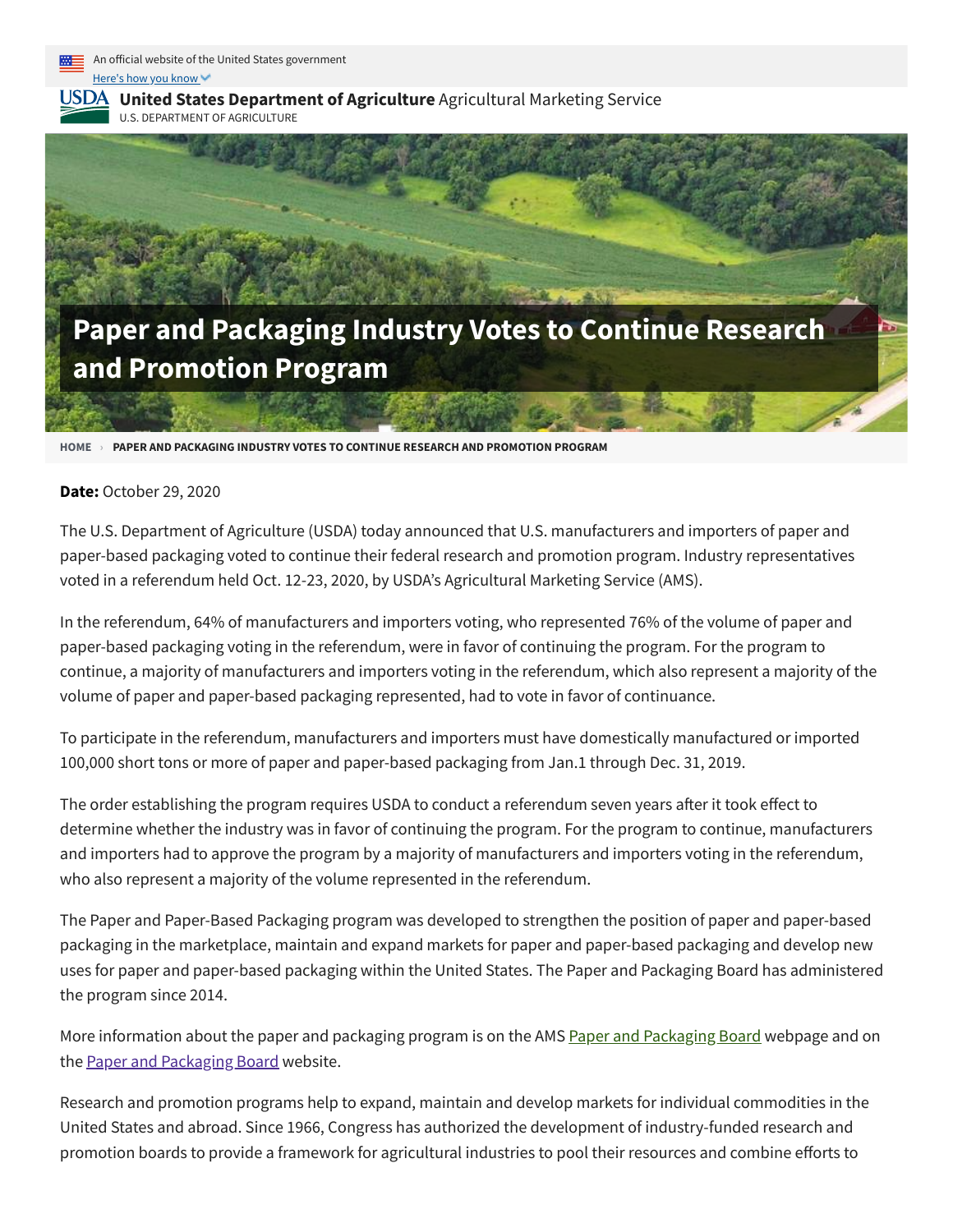An official website of the United States government

Here's how you know

**United States Department of Agriculture** Agricultural Marketing Service

U.S. DEPARTMENT OF AGRICULTURE

# Paper and Packaging Industry Votes to Continue Research and Promotion Program

HOME › PAPER AND PACKAGING INDUSTRY VOTES TO CONTINUE RESEARCH AND PROMOTION PROGRAM

**Date:** October 29, 2020

The U.S. Department of Agriculture (USDA) today announced that U.S. manufacturers and importers of paper and paper-based packaging voted to continue their federal research and promotion program. Industry representatives voted in a referendum held Oct. 12-23, 2020, by USDA's Agricultural Marketing Service (AMS).

In the referendum, 64% of manufacturers and importers voting, who represented 76% of the volume of paper and paper-based packaging voting in the referendum, were in favor of continuing the program. For the program to continue, a majority of manufacturers and importers voting in the referendum, which also represent a majority of the volume of paper and paper-based packaging represented, had to vote in favor of continuance.

To participate in the referendum, manufacturers and importers must have domestically manufactured or imported 100,000 short tons or more of paper and paper-based packaging from Jan.1 through Dec. 31, 2019.

The order establishing the program requires USDA to conduct a referendum seven years after it took effect to determine whether the industry was in favor of continuing the program. For the program to continue, manufacturers and importers had to approve the program by a majority of manufacturers and importers voting in the referendum, who also represent a majority of the volume represented in the referendum.

The Paper and Paper-Based Packaging program was developed to strengthen the position of paper and paper-based packaging in the marketplace, maintain and expand markets for paper and paper-based packaging and develop new uses for paper and paper-based packaging within the United States. The Paper and Packaging Board has administered the program since 2014.

More information about the paper and packaging program is on the AMS Paper and Packaging Board webpage and on the Paper and Packaging Board website.

Research and promotion programs help to expand, maintain and develop markets for individual commodities in the United States and abroad. Since 1966, Congress has authorized the development of industry-funded research and promotion boards to provide a framework for agricultural industries to pool their resources and combine efforts to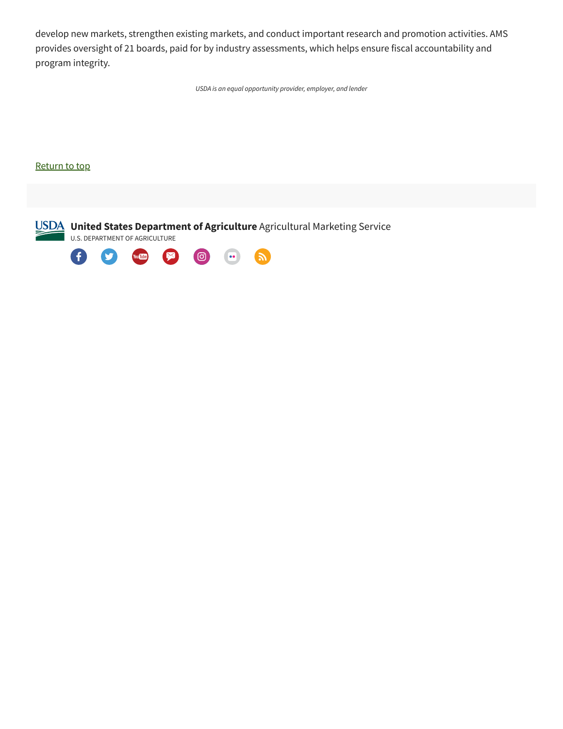develop new markets, strengthen existing markets, and conduct important research and promotion activities. AMS provides oversight of 21 boards, paid for by industry assessments, which helps ensure fiscal accountability and program integrity.

*USDA is an equal opportunity provider, employer, and lender*

Return to top

**United States Department of Agriculture** Agricultural Marketing Service
U.S. DEPARTMENT OF AGRICULTURE